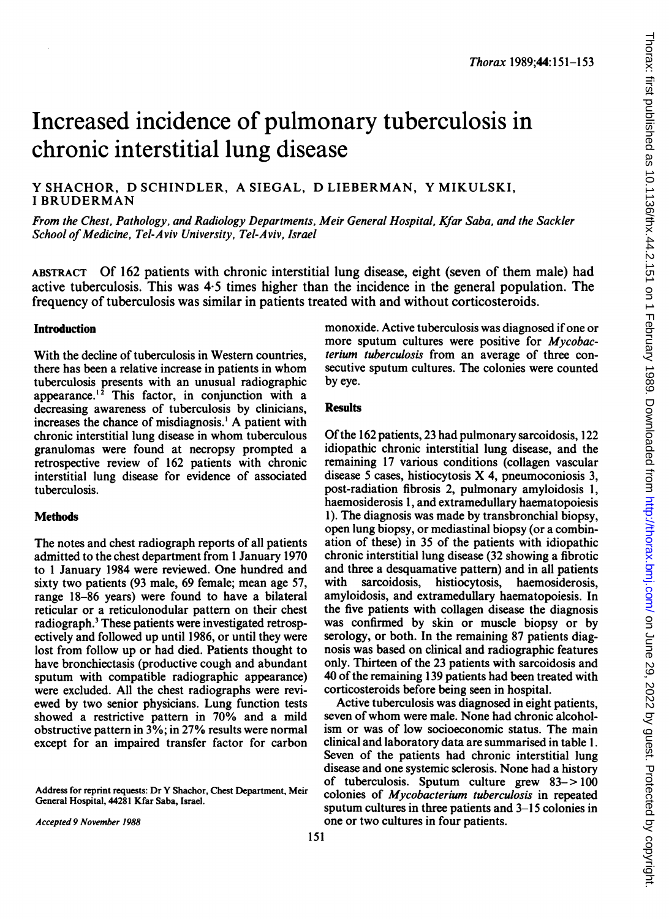# Increased incidence of pulmonary tuberculosis in chronic interstitial lung disease

Y SHACHOR, D SCHINDLER, A SIEGAL, D LIEBERMAN, Y MIKULSKI, I BRUDERMAN

*From the Chest, Pathology, and Radiology Departments, Meir General Hospital, Kfar Saba, and the Sackler School of Medicine, Tel-Aviv University, Tel-Aviv, Israel*

ABSTRACT Of 162 patients with chronic interstitial lung disease, eight (seven of them male) had active tuberculosis. This was 4·5 times higher than the incidence in the general population. The frequency of tuberculosis was similar in patients treated with and without corticosteroids.

## Introduction

With the decline of tuberculosis in Western countries, there has been a relative increase in patients in whom tuberculosis presents with an unusual radiographic appearance.[1,2] This factor, in conjunction with a decreasing awareness of tuberculosis by clinicians, increases the chance of misdiagnosis.[1] A patient with chronic interstitial lung disease in whom tuberculous granulomas were found at necropsy prompted a retrospective review of 162 patients with chronic interstitial lung disease for evidence of associated tuberculosis.

## Methods

The notes and chest radiograph reports of all patients admitted to the chest department from 1 January 1970 to 1 January 1984 were reviewed. One hundred and sixty two patients (93 male, 69 female; mean age 57, range 18–86 years) were found to have a bilateral reticular or a reticulonodular pattern on their chest radiograph.[3] These patients were investigated retrospectively and followed up until 1986, or until they were lost from follow up or had died. Patients thought to have bronchiectasis (productive cough and abundant sputum with compatible radiographic appearance) were excluded. All the chest radiographs were reviewed by two senior physicians. Lung function tests showed a restrictive pattern in 70% and a mild obstructive pattern in 3%; in 27% results were normal except for an impaired transfer factor for carbon monoxide. Active tuberculosis was diagnosed if one or more sputum cultures were positive for *Mycobacterium tuberculosis* from an average of three consecutive sputum cultures. The colonies were counted by eye.

## Results

Of the 162 patients, 23 had pulmonary sarcoidosis, 122 idiopathic chronic interstitial lung disease, and the remaining 17 various conditions (collagen vascular disease 5 cases, histiocytosis X 4, pneumoconiosis 3, post-radiation fibrosis 2, pulmonary amyloidosis 1, haemosiderosis 1, and extramedullary haematopoiesis 1). The diagnosis was made by transbronchial biopsy, open lung biopsy, or mediastinal biopsy (or a combination of these) in 35 of the patients with idiopathic chronic interstitial lung disease (32 showing a fibrotic and three a desquamative pattern) and in all patients with sarcoidosis, histiocytosis, haemosiderosis, amyloidosis, and extramedullary haematopoiesis. In the five patients with collagen disease the diagnosis was confirmed by skin or muscle biopsy or by serology, or both. In the remaining 87 patients diagnosis was based on clinical and radiographic features only. Thirteen of the 23 patients with sarcoidosis and 40 of the remaining 139 patients had been treated with corticosteroids before being seen in hospital.

Active tuberculosis was diagnosed in eight patients, seven of whom were male. None had chronic alcoholism or was of low socioeconomic status. The main clinical and laboratory data are summarised in table 1. Seven of the patients had chronic interstitial lung disease and one systemic sclerosis. None had a history of tuberculosis. Sputum culture grew 83–>100 colonies of *Mycobacterium tuberculosis* in repeated sputum cultures in three patients and 3–15 colonies in one or two cultures in four patients.

Address for reprint requests: Dr Y Shachor, Chest Department, Meir General Hospital, 44281 Kfar Saba, Israel.

*Accepted 9 November 1988*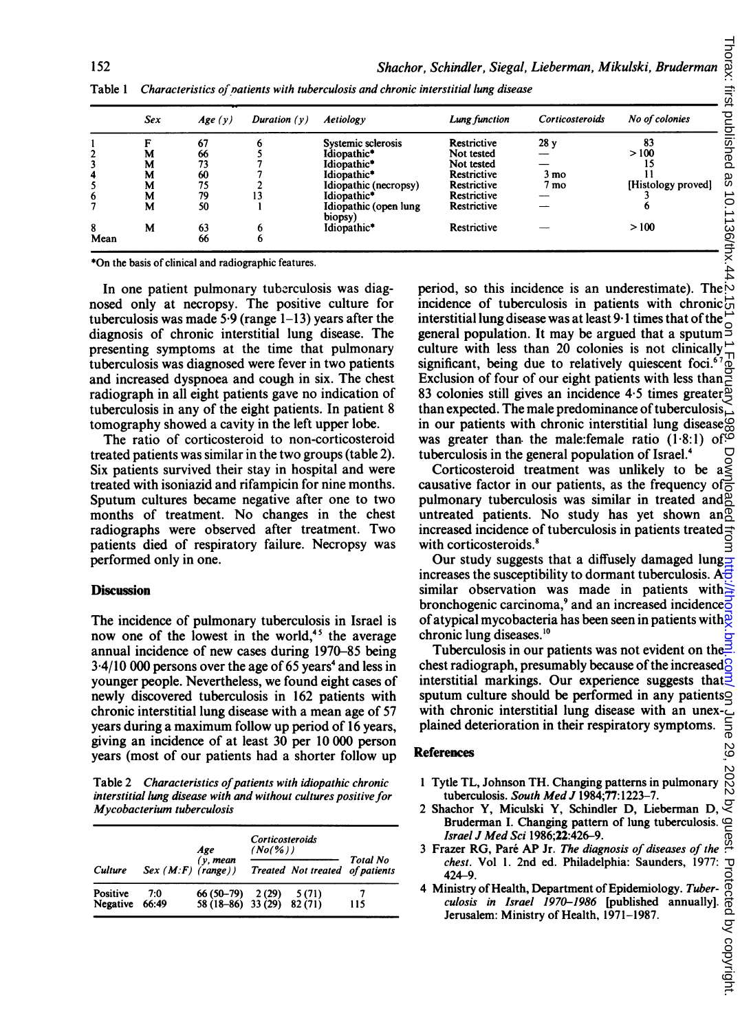Table 1 *Characteristics of patients with tuberculosis and chronic interstitial lung disease*

| | Sex | Age (y) | Duration (y) | Aetiology | Lung function | Corticosteroids | No of colonies |
|---|---|---|---|---|---|---|---|
| 1 | F | 67 | 6 | Systemic sclerosis | Restrictive | 28 y | 83 |
| 2 | M | 66 | 5 | Idiopathic* | Not tested | — | > 100 |
| 3 | M | 73 | 7 | Idiopathic* | Not tested | — | 15 |
| 4 | M | 60 | 7 | Idiopathic* | Restrictive | 3 mo | 11 |
| 5 | M | 75 | 2 | Idiopathic (necropsy) | Restrictive | 7 mo | [Histology proved] |
| 6 | M | 79 | 13 | Idiopathic* | Restrictive | — | 3 |
| 7 | M | 50 | 1 | Idiopathic (open lung biopsy) | Restrictive | — | 6 |
| 8 | M | 63 | 6 | Idiopathic* | Restrictive | — | > 100 |
| Mean | | 66 | 6 | | | | |

*On the basis of clinical and radiographic features.

In one patient pulmonary tuberculosis was diagnosed only at necropsy. The positive culture for tuberculosis was made 5·9 (range 1–13) years after the diagnosis of chronic interstitial lung disease. The presenting symptoms at the time that pulmonary tuberculosis was diagnosed were fever in two patients and increased dyspnoea and cough in six. The chest radiograph in all eight patients gave no indication of tuberculosis in any of the eight patients. In patient 8 tomography showed a cavity in the left upper lobe.

The ratio of corticosteroid to non-corticosteroid treated patients was similar in the two groups (table 2). Six patients survived their stay in hospital and were treated with isoniazid and rifampicin for nine months. Sputum cultures became negative after one to two months of treatment. No changes in the chest radiographs were observed after treatment. Two patients died of respiratory failure. Necropsy was performed only in one.

## Discussion

The incidence of pulmonary tuberculosis in Israel is now one of the lowest in the world,[4,5] the average annual incidence of new cases during 1970–85 being 3·4/10 000 persons over the age of 65 years[4] and less in younger people. Nevertheless, we found eight cases of newly discovered tuberculosis in 162 patients with chronic interstitial lung disease with a mean age of 57 years during a maximum follow up period of 16 years, giving an incidence of at least 30 per 10 000 person years (most of our patients had a shorter follow up period, so this incidence is an underestimate). The incidence of tuberculosis in patients with chronic interstitial lung disease was at least 9·1 times that of the general population. It may be argued that a sputum culture with less than 20 colonies is not clinically significant, being due to relatively quiescent foci.[6,7] Exclusion of four of our eight patients with less than 83 colonies still gives an incidence 4·5 times greater than expected. The male predominance of tuberculosis in our patients with chronic interstitial lung disease was greater than the male:female ratio (1·8:1) of tuberculosis in the general population of Israel.[4]

Corticosteroid treatment was unlikely to be a causative factor in our patients, as the frequency of pulmonary tuberculosis was similar in treated and untreated patients. No study has yet shown an increased incidence of tuberculosis in patients treated with corticosteroids.[8]

Our study suggests that a diffusely damaged lung increases the susceptibility to dormant tuberculosis. A similar observation was made in patients with bronchogenic carcinoma,[9] and an increased incidence of atypical mycobacteria has been seen in patients with chronic lung diseases.[10]

Tuberculosis in our patients was not evident on the chest radiograph, presumably because of the increased interstitial markings. Our experience suggests that sputum culture should be performed in any patients with chronic interstitial lung disease with an unexplained deterioration in their respiratory symptoms.

Table 2 *Characteristics of patients with idiopathic chronic interstitial lung disease with and without cultures positive for Mycobacterium tuberculosis*

| Culture | Sex (M:F) | Age (y, mean (range)) | Corticosteroids (No(%)) Treated | Corticosteroids (No(%)) Not treated | Total No of patients |
|---|---|---|---|---|---|
| Positive | 7:0 | 66 (50–79) | 2 (29) | 5 (71) | 7 |
| Negative | 66:49 | 58 (18–86) | 33 (29) | 82 (71) | 115 |

## References

1 Tytle TL, Johnson TH. Changing patterns in pulmonary tuberculosis. *South Med J* 1984;**77**:1223–7.

2 Shachor Y, Miculski Y, Schindler D, Lieberman D, Bruderman I. Changing pattern of lung tuberculosis. *Israel J Med Sci* 1986;**22**:426–9.

3 Frazer RG, Paré AP Jr. *The diagnosis of diseases of the chest*. Vol 1. 2nd ed. Philadelphia: Saunders, 1977: 424–9.

4 Ministry of Health, Department of Epidemiology. *Tuberculosis in Israel 1970–1986* [published annually]. Jerusalem: Ministry of Health, 1971–1987.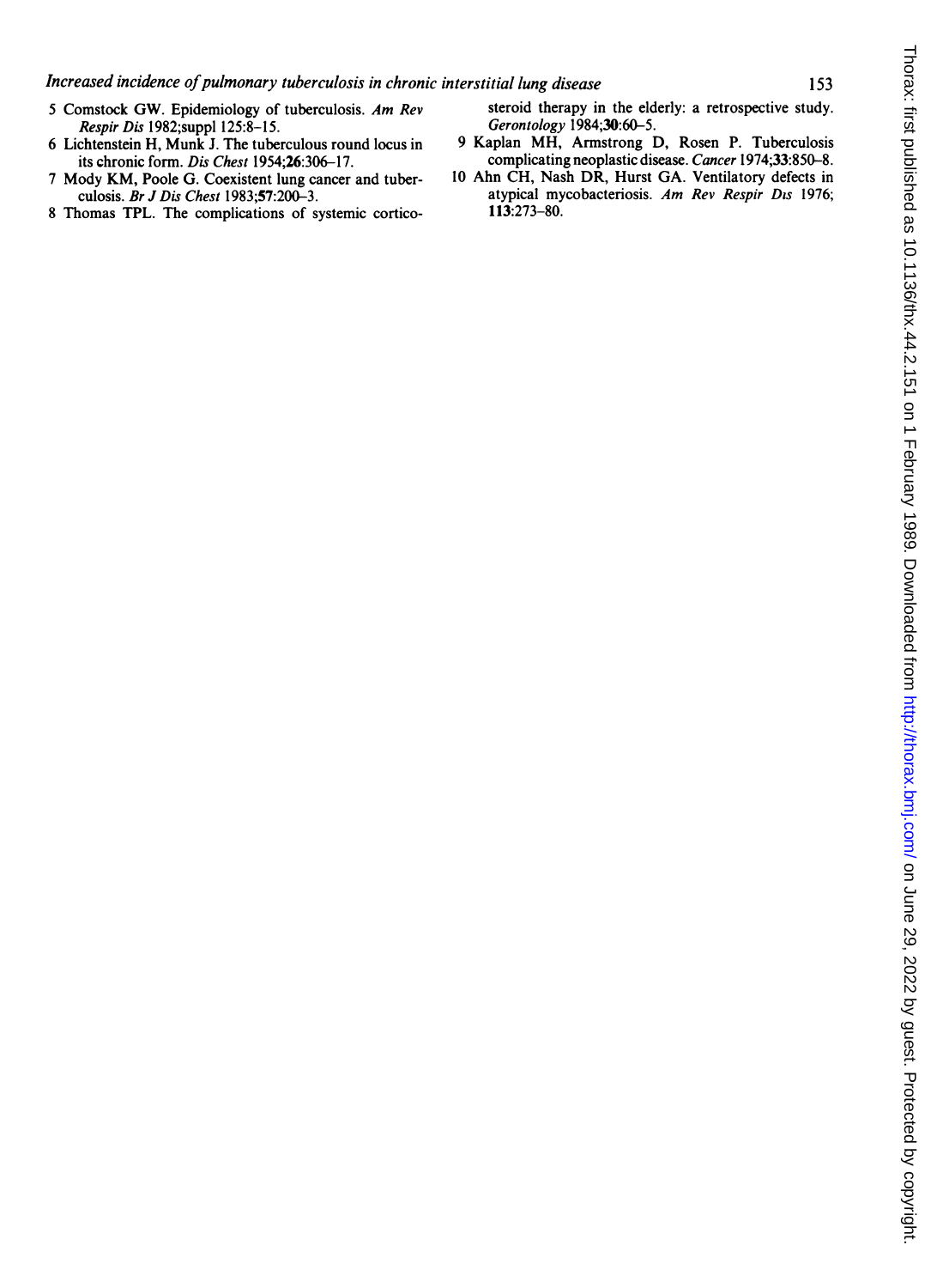5 Comstock GW. Epidemiology of tuberculosis. *Am Rev Respir Dis* 1982;suppl 125:8–15.

6 Lichtenstein H, Munk J. The tuberculous round locus in its chronic form. *Dis Chest* 1954;**26**:306–17.

7 Mody KM, Poole G. Coexistent lung cancer and tuberculosis. *Br J Dis Chest* 1983;**57**:200–3.

8 Thomas TPL. The complications of systemic corticosteroid therapy in the elderly: a retrospective study. *Gerontology* 1984;**30**:60–5.

9 Kaplan MH, Armstrong D, Rosen P. Tuberculosis complicating neoplastic disease. *Cancer* 1974;**33**:850–8.

10 Ahn CH, Nash DR, Hurst GA. Ventilatory defects in atypical mycobacteriosis. *Am Rev Respir Dis* 1976; **113**:273–80.